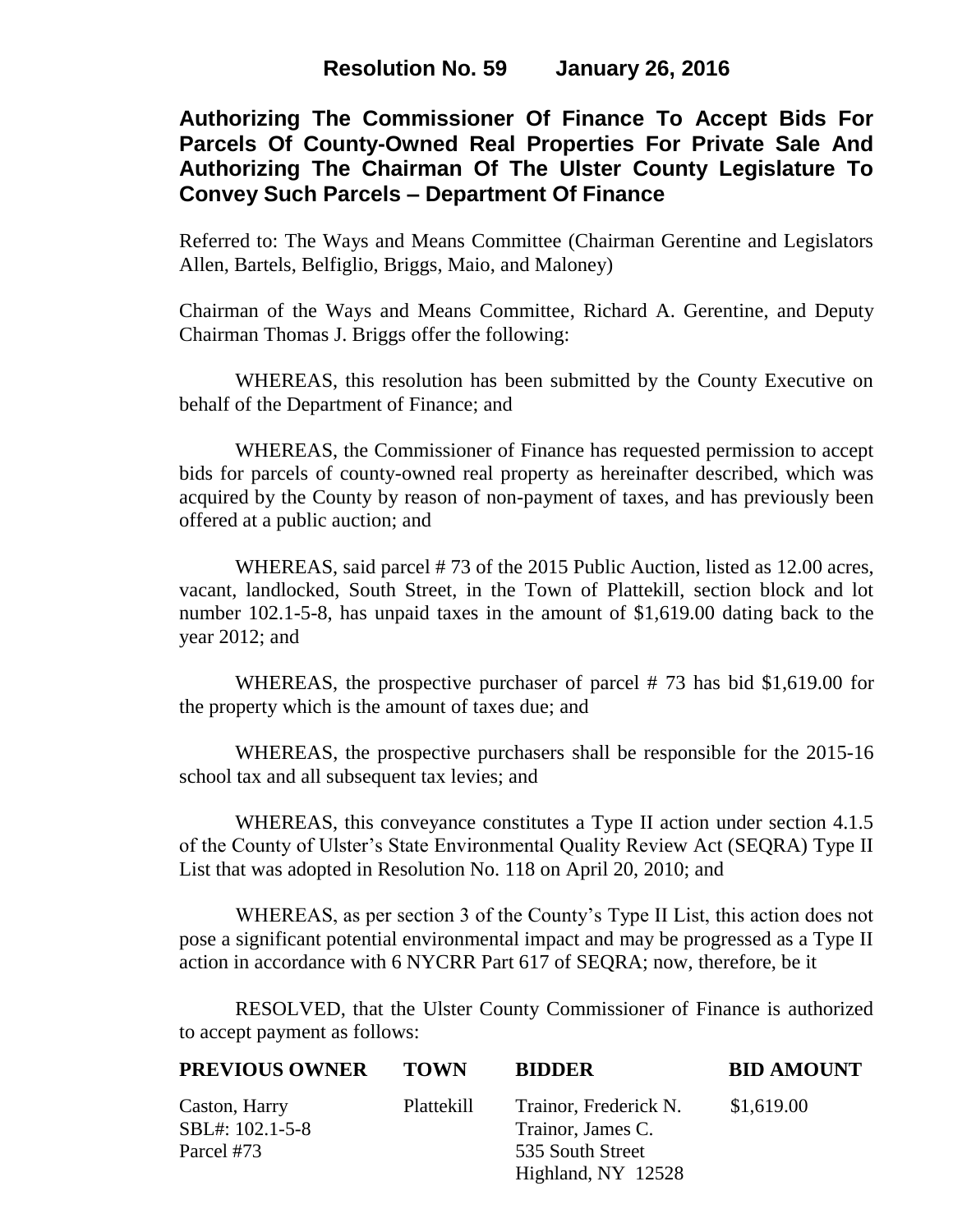**Resolution No. 59 January 26, 2016**

# Authorizing The Commissioner Of Finance To Accept Bids For Parcels Of County-Owned Real Properties For Private Sale And Authorizing The Chairman Of The Ulster County Legislature To Convey Such Parcels – Department Of Finance

Referred to: The Ways and Means Committee (Chairman Gerentine and Legislators Allen, Bartels, Belfiglio, Briggs, Maio, and Maloney)

Chairman of the Ways and Means Committee, Richard A. Gerentine, and Deputy Chairman Thomas J. Briggs offer the following:

WHEREAS, this resolution has been submitted by the County Executive on behalf of the Department of Finance; and

WHEREAS, the Commissioner of Finance has requested permission to accept bids for parcels of county-owned real property as hereinafter described, which was acquired by the County by reason of non-payment of taxes, and has previously been offered at a public auction; and

WHEREAS, said parcel # 73 of the 2015 Public Auction, listed as 12.00 acres, vacant, landlocked, South Street, in the Town of Plattekill, section block and lot number 102.1-5-8, has unpaid taxes in the amount of $1,619.00 dating back to the year 2012; and

WHEREAS, the prospective purchaser of parcel # 73 has bid $1,619.00 for the property which is the amount of taxes due; and

WHEREAS, the prospective purchasers shall be responsible for the 2015-16 school tax and all subsequent tax levies; and

WHEREAS, this conveyance constitutes a Type II action under section 4.1.5 of the County of Ulster's State Environmental Quality Review Act (SEQRA) Type II List that was adopted in Resolution No. 118 on April 20, 2010; and

WHEREAS, as per section 3 of the County's Type II List, this action does not pose a significant potential environmental impact and may be progressed as a Type II action in accordance with 6 NYCRR Part 617 of SEQRA; now, therefore, be it

RESOLVED, that the Ulster County Commissioner of Finance is authorized to accept payment as follows:

| PREVIOUS OWNER | TOWN | BIDDER | BID AMOUNT |
|---|---|---|---|
| Caston, Harry<br>SBL#: 102.1-5-8<br>Parcel #73 | Plattekill | Trainor, Frederick N.<br>Trainor, James C.<br>535 South Street<br>Highland, NY 12528 | $1,619.00 |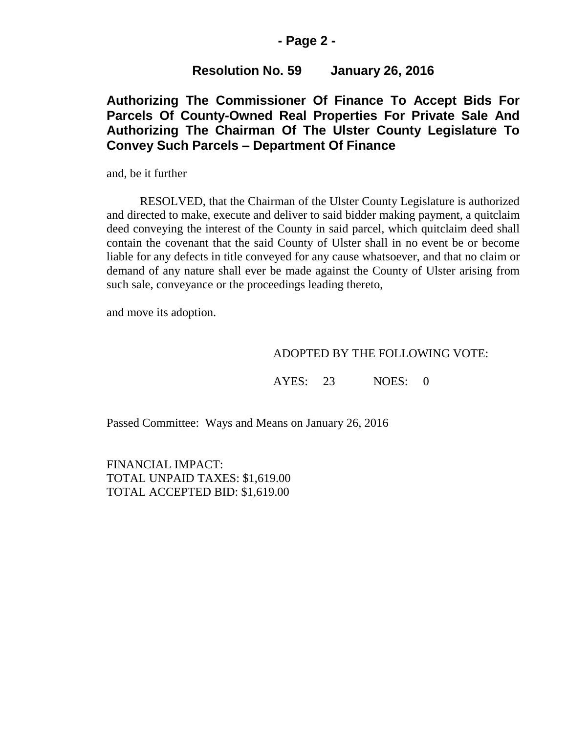## Resolution No. 59 January 26, 2016

### Authorizing The Commissioner Of Finance To Accept Bids For Parcels Of County-Owned Real Properties For Private Sale And Authorizing The Chairman Of The Ulster County Legislature To Convey Such Parcels – Department Of Finance

and, be it further

RESOLVED, that the Chairman of the Ulster County Legislature is authorized and directed to make, execute and deliver to said bidder making payment, a quitclaim deed conveying the interest of the County in said parcel, which quitclaim deed shall contain the covenant that the said County of Ulster shall in no event be or become liable for any defects in title conveyed for any cause whatsoever, and that no claim or demand of any nature shall ever be made against the County of Ulster arising from such sale, conveyance or the proceedings leading thereto,

and move its adoption.

ADOPTED BY THE FOLLOWING VOTE:

AYES: 23 NOES: 0

Passed Committee: Ways and Means on January 26, 2016

FINANCIAL IMPACT:
TOTAL UNPAID TAXES: $1,619.00
TOTAL ACCEPTED BID: $1,619.00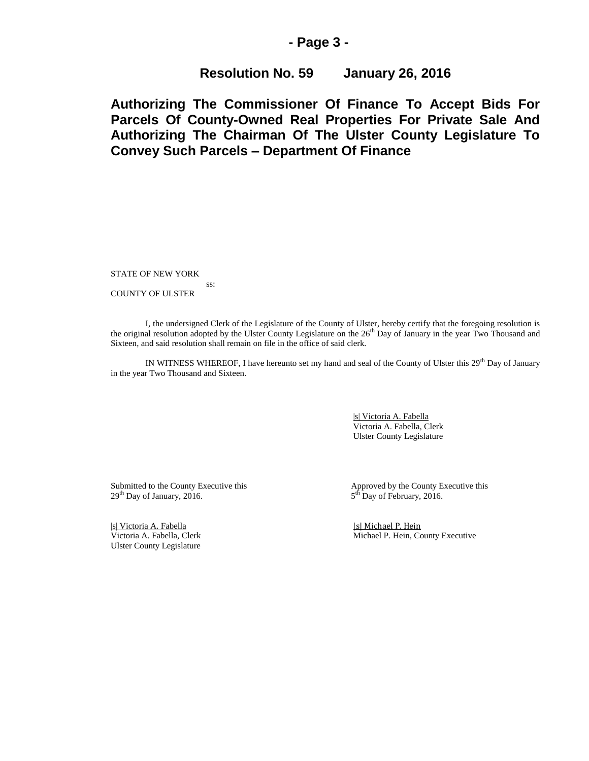## Resolution No. 59 January 26, 2016

## Authorizing The Commissioner Of Finance To Accept Bids For Parcels Of County-Owned Real Properties For Private Sale And Authorizing The Chairman Of The Ulster County Legislature To Convey Such Parcels – Department Of Finance

STATE OF NEW YORK
ss:
COUNTY OF ULSTER

I, the undersigned Clerk of the Legislature of the County of Ulster, hereby certify that the foregoing resolution is the original resolution adopted by the Ulster County Legislature on the 26th Day of January in the year Two Thousand and Sixteen, and said resolution shall remain on file in the office of said clerk.

IN WITNESS WHEREOF, I have hereunto set my hand and seal of the County of Ulster this 29th Day of January in the year Two Thousand and Sixteen.

|s| Victoria A. Fabella
Victoria A. Fabella, Clerk
Ulster County Legislature

Submitted to the County Executive this
29th Day of January, 2016.

|s| Victoria A. Fabella
Victoria A. Fabella, Clerk
Ulster County Legislature

Approved by the County Executive this
5th Day of February, 2016.

|s| Michael P. Hein
Michael P. Hein, County Executive